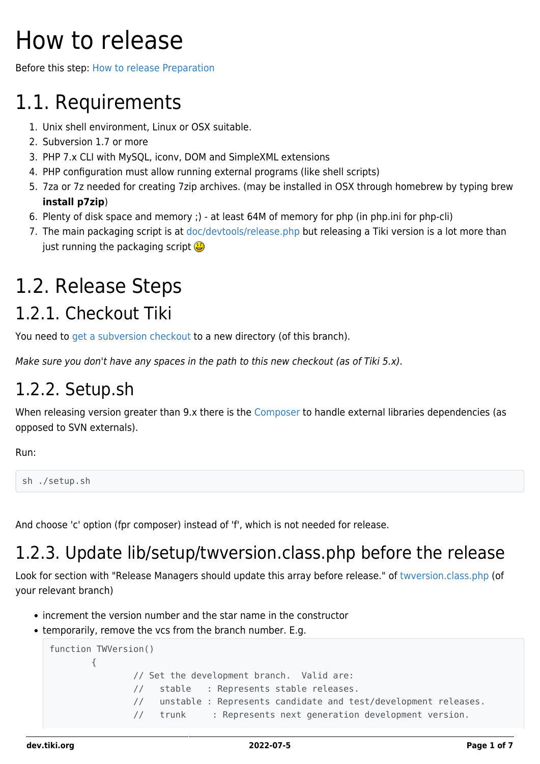# How to release

Before this step: How to release Preparation

# 1.1. Requirements

1. Unix shell environment, Linux or OSX suitable.
2. Subversion 1.7 or more
3. PHP 7.x CLI with MySQL, iconv, DOM and SimpleXML extensions
4. PHP configuration must allow running external programs (like shell scripts)
5. 7za or 7z needed for creating 7zip archives. (may be installed in OSX through homebrew by typing brew **install p7zip**)
6. Plenty of disk space and memory ;) - at least 64M of memory for php (in php.ini for php-cli)
7. The main packaging script is at doc/devtools/release.php but releasing a Tiki version is a lot more than just running the packaging script 😃

# 1.2. Release Steps

## 1.2.1. Checkout Tiki

You need to get a subversion checkout to a new directory (of this branch).

*Make sure you don't have any spaces in the path to this new checkout (as of Tiki 5.x).*

## 1.2.2. Setup.sh

When releasing version greater than 9.x there is the Composer to handle external libraries dependencies (as opposed to SVN externals).

Run:

```
sh ./setup.sh
```

And choose 'c' option (fpr composer) instead of 'f', which is not needed for release.

## 1.2.3. Update lib/setup/twversion.class.php before the release

Look for section with "Release Managers should update this array before release." of twversion.class.php (of your relevant branch)

- increment the version number and the star name in the constructor
- temporarily, remove the vcs from the branch number. E.g.

```
function TWVersion()
        {
                // Set the development branch.  Valid are:
                //   stable   : Represents stable releases.
                //   unstable : Represents candidate and test/development releases.
                //   trunk     : Represents next generation development version.
```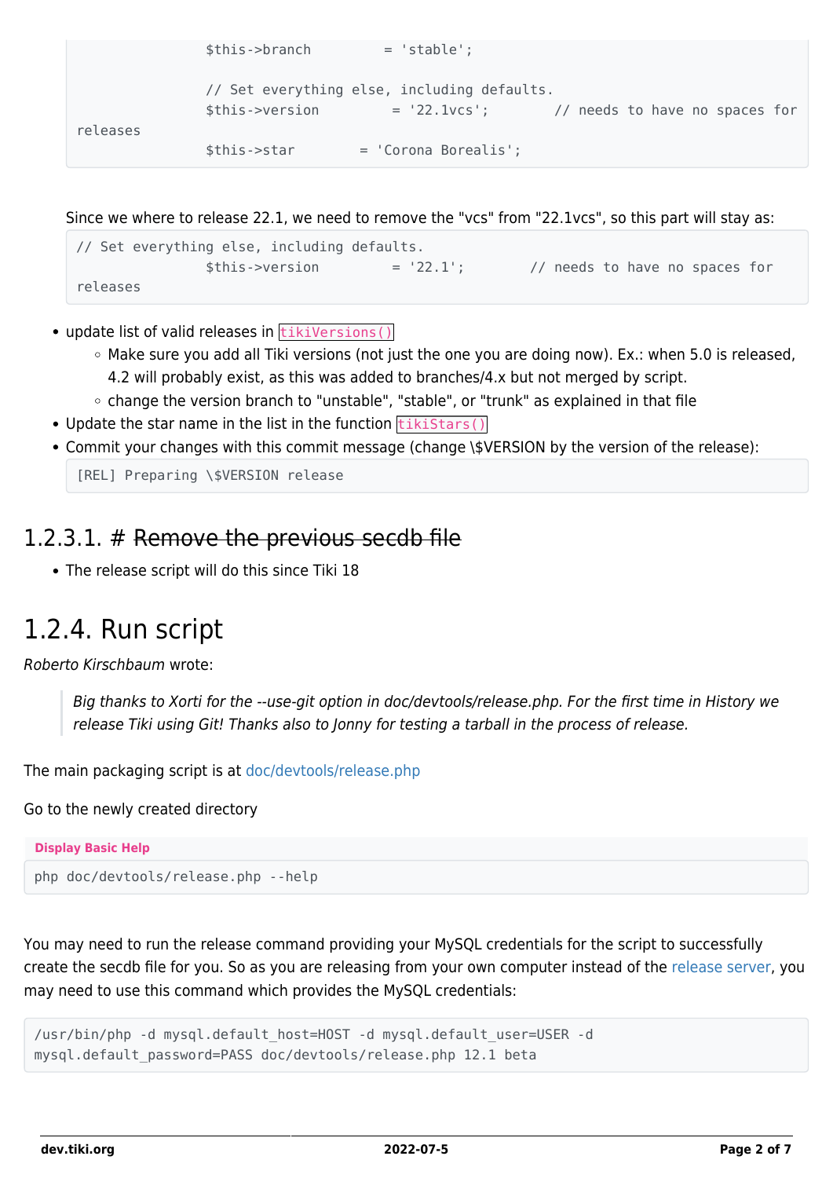```
                $this->branch         = 'stable';

                // Set everything else, including defaults.
                $this->version         = '22.1vcs';        // needs to have no spaces for
releases
                $this->star        = 'Corona Borealis';
```

Since we where to release 22.1, we need to remove the "vcs" from "22.1vcs", so this part will stay as:

```
// Set everything else, including defaults.
                $this->version         = '22.1';        // needs to have no spaces for
releases
```

- update list of valid releases in `tikiVersions()`
  - Make sure you add all Tiki versions (not just the one you are doing now). Ex.: when 5.0 is released, 4.2 will probably exist, as this was added to branches/4.x but not merged by script.
  - change the version branch to "unstable", "stable", or "trunk" as explained in that file
- Update the star name in the list in the function `tikiStars()`
- Commit your changes with this commit message (change \$VERSION by the version of the release):

```
[REL] Preparing \$VERSION release
```

### 1.2.3.1. # ~~Remove the previous secdb file~~

- The release script will do this since Tiki 18

## 1.2.4. Run script

*Roberto Kirschbaum* wrote:

> *Big thanks to Xorti for the --use-git option in doc/devtools/release.php. For the first time in History we release Tiki using Git! Thanks also to Jonny for testing a tarball in the process of release.*

The main packaging script is at doc/devtools/release.php

Go to the newly created directory

**Display Basic Help**

```
php doc/devtools/release.php --help
```

You may need to run the release command providing your MySQL credentials for the script to successfully create the secdb file for you. So as you are releasing from your own computer instead of the release server, you may need to use this command which provides the MySQL credentials:

```
/usr/bin/php -d mysql.default_host=HOST -d mysql.default_user=USER -d
mysql.default_password=PASS doc/devtools/release.php 12.1 beta
```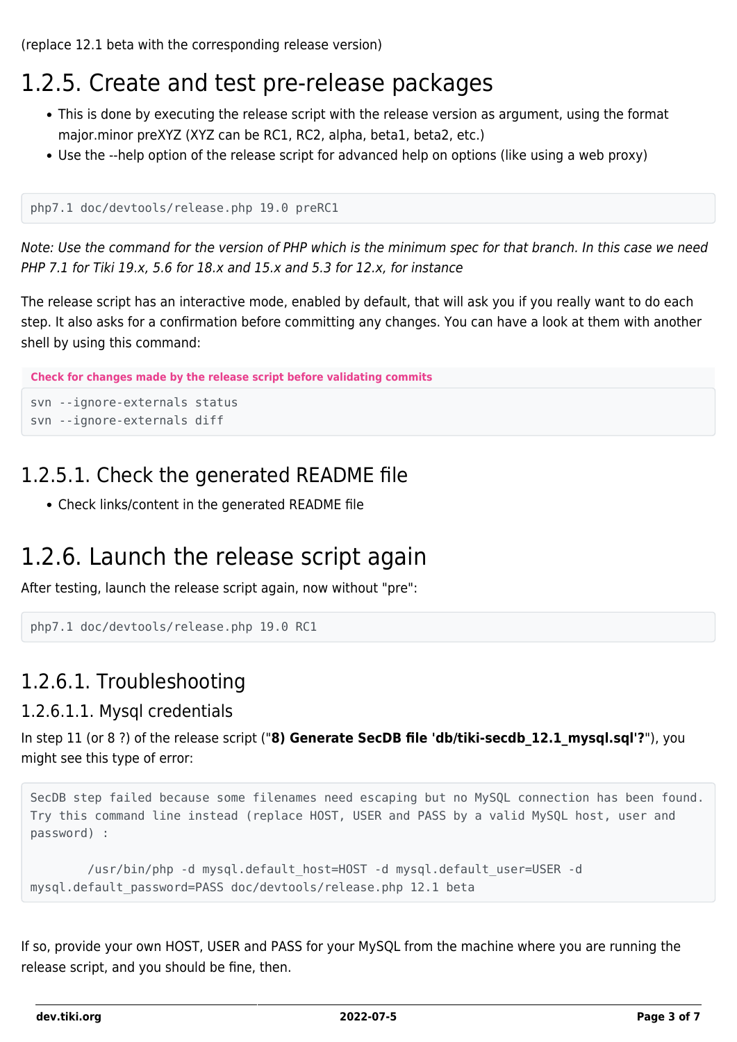(replace 12.1 beta with the corresponding release version)

## 1.2.5. Create and test pre-release packages

- This is done by executing the release script with the release version as argument, using the format major.minor preXYZ (XYZ can be RC1, RC2, alpha, beta1, beta2, etc.)
- Use the --help option of the release script for advanced help on options (like using a web proxy)

```
php7.1 doc/devtools/release.php 19.0 preRC1
```

*Note: Use the command for the version of PHP which is the minimum spec for that branch. In this case we need PHP 7.1 for Tiki 19.x, 5.6 for 18.x and 15.x and 5.3 for 12.x, for instance*

The release script has an interactive mode, enabled by default, that will ask you if you really want to do each step. It also asks for a confirmation before committing any changes. You can have a look at them with another shell by using this command:

**Check for changes made by the release script before validating commits**

```
svn --ignore-externals status
svn --ignore-externals diff
```

### 1.2.5.1. Check the generated README file

- Check links/content in the generated README file

## 1.2.6. Launch the release script again

After testing, launch the release script again, now without "pre":

```
php7.1 doc/devtools/release.php 19.0 RC1
```

### 1.2.6.1. Troubleshooting

#### 1.2.6.1.1. Mysql credentials

In step 11 (or 8 ?) of the release script ("**8) Generate SecDB file 'db/tiki-secdb_12.1_mysql.sql'?**"), you might see this type of error:

```
SecDB step failed because some filenames need escaping but no MySQL connection has been found.
Try this command line instead (replace HOST, USER and PASS by a valid MySQL host, user and
password) :

        /usr/bin/php -d mysql.default_host=HOST -d mysql.default_user=USER -d
mysql.default_password=PASS doc/devtools/release.php 12.1 beta
```

If so, provide your own HOST, USER and PASS for your MySQL from the machine where you are running the release script, and you should be fine, then.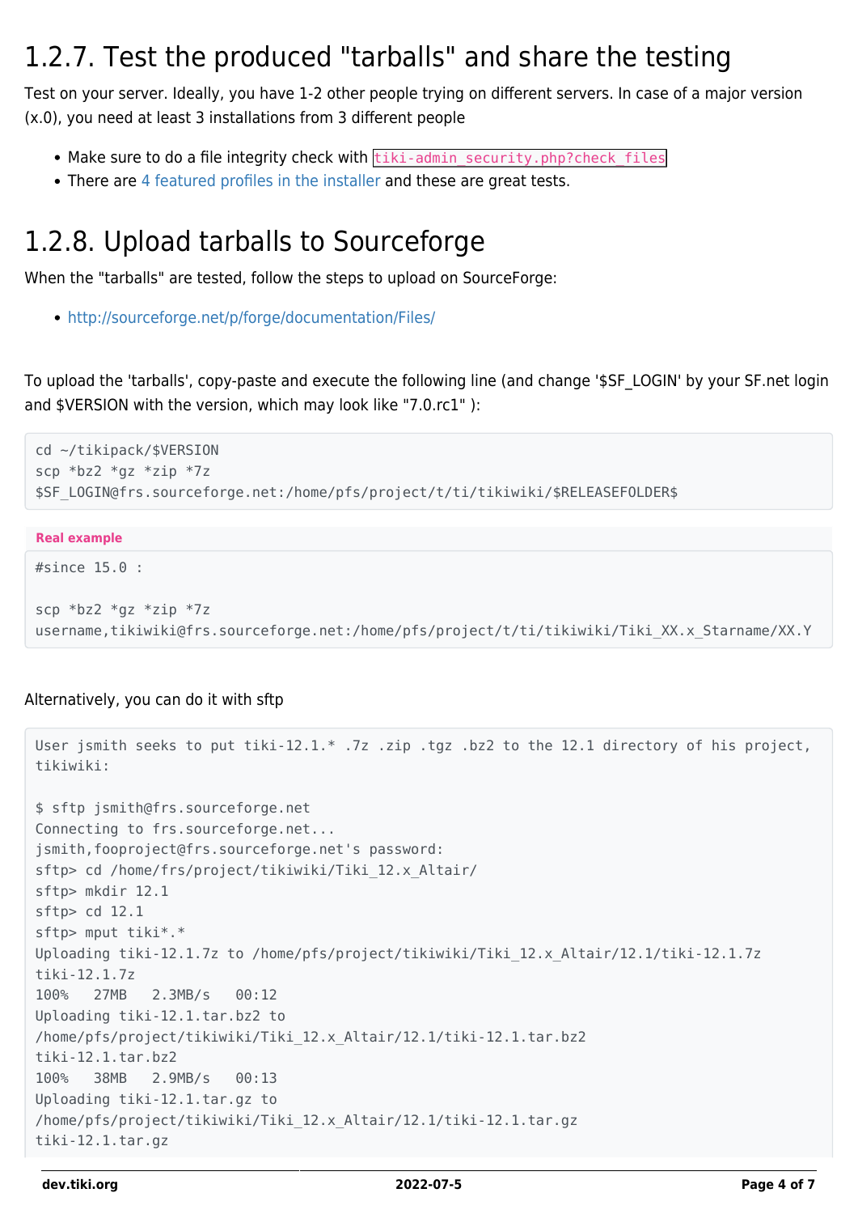## 1.2.7. Test the produced "tarballs" and share the testing

Test on your server. Ideally, you have 1-2 other people trying on different servers. In case of a major version (x.0), you need at least 3 installations from 3 different people

- Make sure to do a file integrity check with `tiki-admin_security.php?check_files`
- There are 4 featured profiles in the installer and these are great tests.

## 1.2.8. Upload tarballs to Sourceforge

When the "tarballs" are tested, follow the steps to upload on SourceForge:

- http://sourceforge.net/p/forge/documentation/Files/

To upload the 'tarballs', copy-paste and execute the following line (and change '$SF_LOGIN' by your SF.net login and $VERSION with the version, which may look like "7.0.rc1" ):

```
cd ~/tikipack/$VERSION
scp *bz2 *gz *zip *7z
$SF_LOGIN@frs.sourceforge.net:/home/pfs/project/t/ti/tikiwiki/$RELEASEFOLDER$
```

**Real example**

```
#since 15.0 :

scp *bz2 *gz *zip *7z
username,tikiwiki@frs.sourceforge.net:/home/pfs/project/t/ti/tikiwiki/Tiki_XX.x_Starname/XX.Y
```

Alternatively, you can do it with sftp

```
User jsmith seeks to put tiki-12.1.* .7z .zip .tgz .bz2 to the 12.1 directory of his project,
tikiwiki:

$ sftp jsmith@frs.sourceforge.net
Connecting to frs.sourceforge.net...
jsmith,fooproject@frs.sourceforge.net's password:
sftp> cd /home/frs/project/tikiwiki/Tiki_12.x_Altair/
sftp> mkdir 12.1
sftp> cd 12.1
sftp> mput tiki*.*
Uploading tiki-12.1.7z to /home/pfs/project/tikiwiki/Tiki_12.x_Altair/12.1/tiki-12.1.7z
tiki-12.1.7z
100%   27MB   2.3MB/s   00:12
Uploading tiki-12.1.tar.bz2 to
/home/pfs/project/tikiwiki/Tiki_12.x_Altair/12.1/tiki-12.1.tar.bz2
tiki-12.1.tar.bz2
100%   38MB   2.9MB/s   00:13
Uploading tiki-12.1.tar.gz to
/home/pfs/project/tikiwiki/Tiki_12.x_Altair/12.1/tiki-12.1.tar.gz
tiki-12.1.tar.gz
```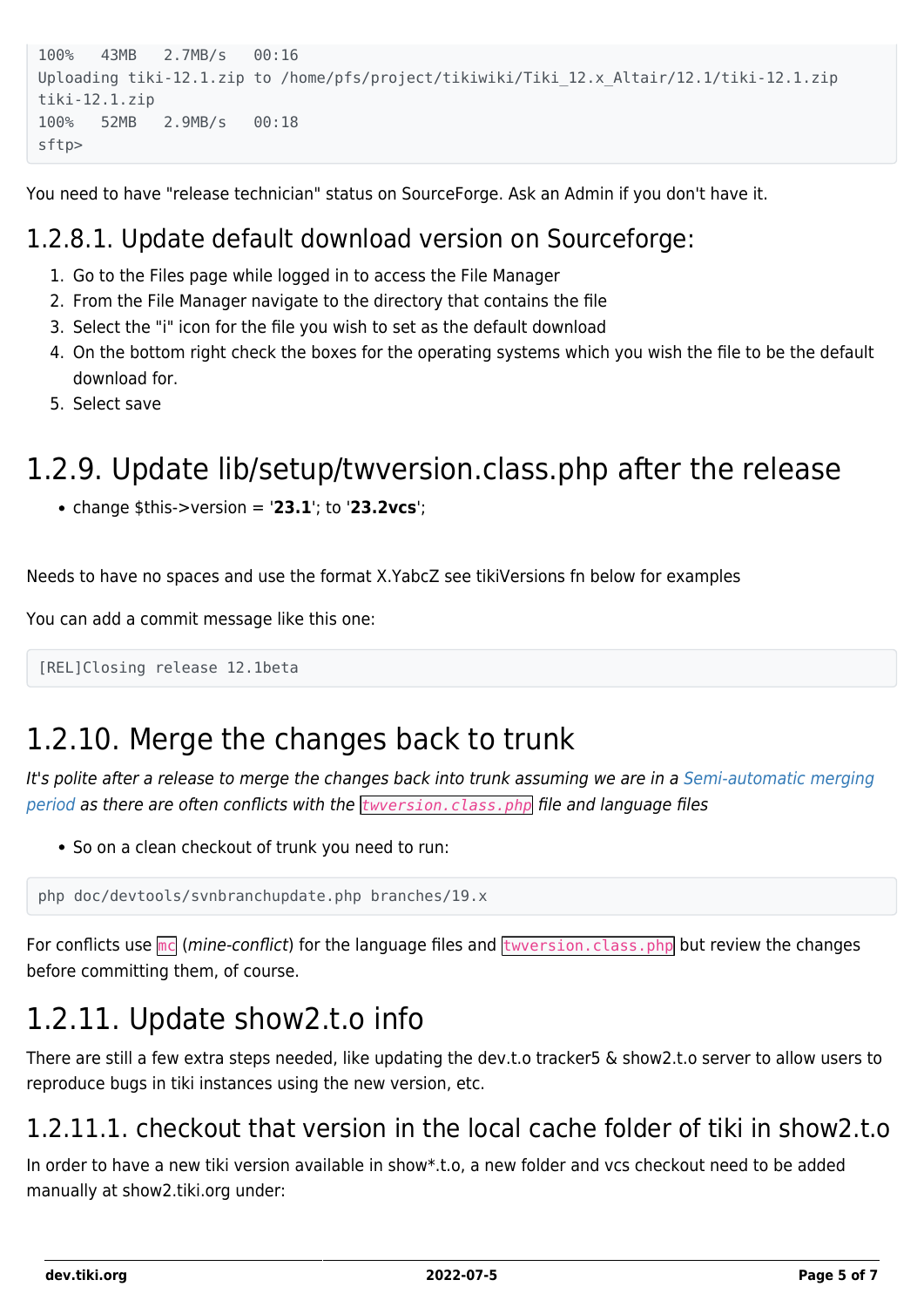```
100%   43MB   2.7MB/s   00:16
Uploading tiki-12.1.zip to /home/pfs/project/tikiwiki/Tiki_12.x_Altair/12.1/tiki-12.1.zip
tiki-12.1.zip
100%   52MB   2.9MB/s   00:18
sftp>
```

You need to have "release technician" status on SourceForge. Ask an Admin if you don't have it.

### 1.2.8.1. Update default download version on Sourceforge:

1. Go to the Files page while logged in to access the File Manager
2. From the File Manager navigate to the directory that contains the file
3. Select the "i" icon for the file you wish to set as the default download
4. On the bottom right check the boxes for the operating systems which you wish the file to be the default download for.
5. Select save

## 1.2.9. Update lib/setup/twversion.class.php after the release

- change $this->version = '**23.1**'; to '**23.2vcs**';

Needs to have no spaces and use the format X.YabcZ see tikiVersions fn below for examples

You can add a commit message like this one:

```
[REL]Closing release 12.1beta
```

## 1.2.10. Merge the changes back to trunk

*It's polite after a release to merge the changes back into trunk assuming we are in a Semi-automatic merging period as there are often conflicts with the `twversion.class.php` file and language files*

- So on a clean checkout of trunk you need to run:

```
php doc/devtools/svnbranchupdate.php branches/19.x
```

For conflicts use `mc` (*mine-conflict*) for the language files and `twversion.class.php` but review the changes before committing them, of course.

## 1.2.11. Update show2.t.o info

There are still a few extra steps needed, like updating the dev.t.o tracker5 & show2.t.o server to allow users to reproduce bugs in tiki instances using the new version, etc.

### 1.2.11.1. checkout that version in the local cache folder of tiki in show2.t.o

In order to have a new tiki version available in show*.t.o, a new folder and vcs checkout need to be added manually at show2.tiki.org under: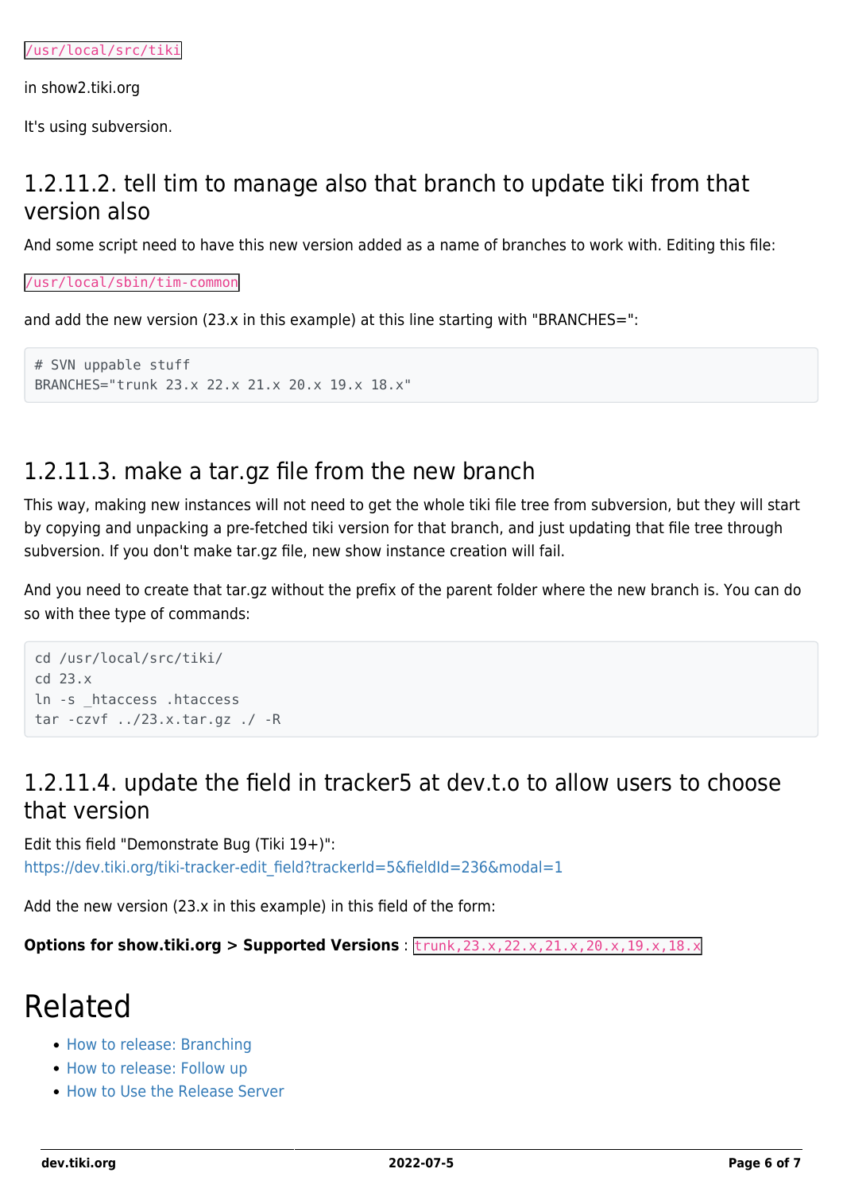`/usr/local/src/tiki`

in show2.tiki.org

It's using subversion.

### 1.2.11.2. tell tim to manage also that branch to update tiki from that version also

And some script need to have this new version added as a name of branches to work with. Editing this file:

`/usr/local/sbin/tim-common`

and add the new version (23.x in this example) at this line starting with "BRANCHES=":

```
# SVN uppable stuff
BRANCHES="trunk 23.x 22.x 21.x 20.x 19.x 18.x"
```

### 1.2.11.3. make a tar.gz file from the new branch

This way, making new instances will not need to get the whole tiki file tree from subversion, but they will start by copying and unpacking a pre-fetched tiki version for that branch, and just updating that file tree through subversion. If you don't make tar.gz file, new show instance creation will fail.

And you need to create that tar.gz without the prefix of the parent folder where the new branch is. You can do so with thee type of commands:

```
cd /usr/local/src/tiki/
cd 23.x
ln -s _htaccess .htaccess
tar -czvf ../23.x.tar.gz ./ -R
```

### 1.2.11.4. update the field in tracker5 at dev.t.o to allow users to choose that version

Edit this field "Demonstrate Bug (Tiki 19+)":
https://dev.tiki.org/tiki-tracker-edit_field?trackerId=5&fieldId=236&modal=1

Add the new version (23.x in this example) in this field of the form:

**Options for show.tiki.org > Supported Versions** : `trunk,23.x,22.x,21.x,20.x,19.x,18.x`

# Related

- How to release: Branching
- How to release: Follow up
- How to Use the Release Server